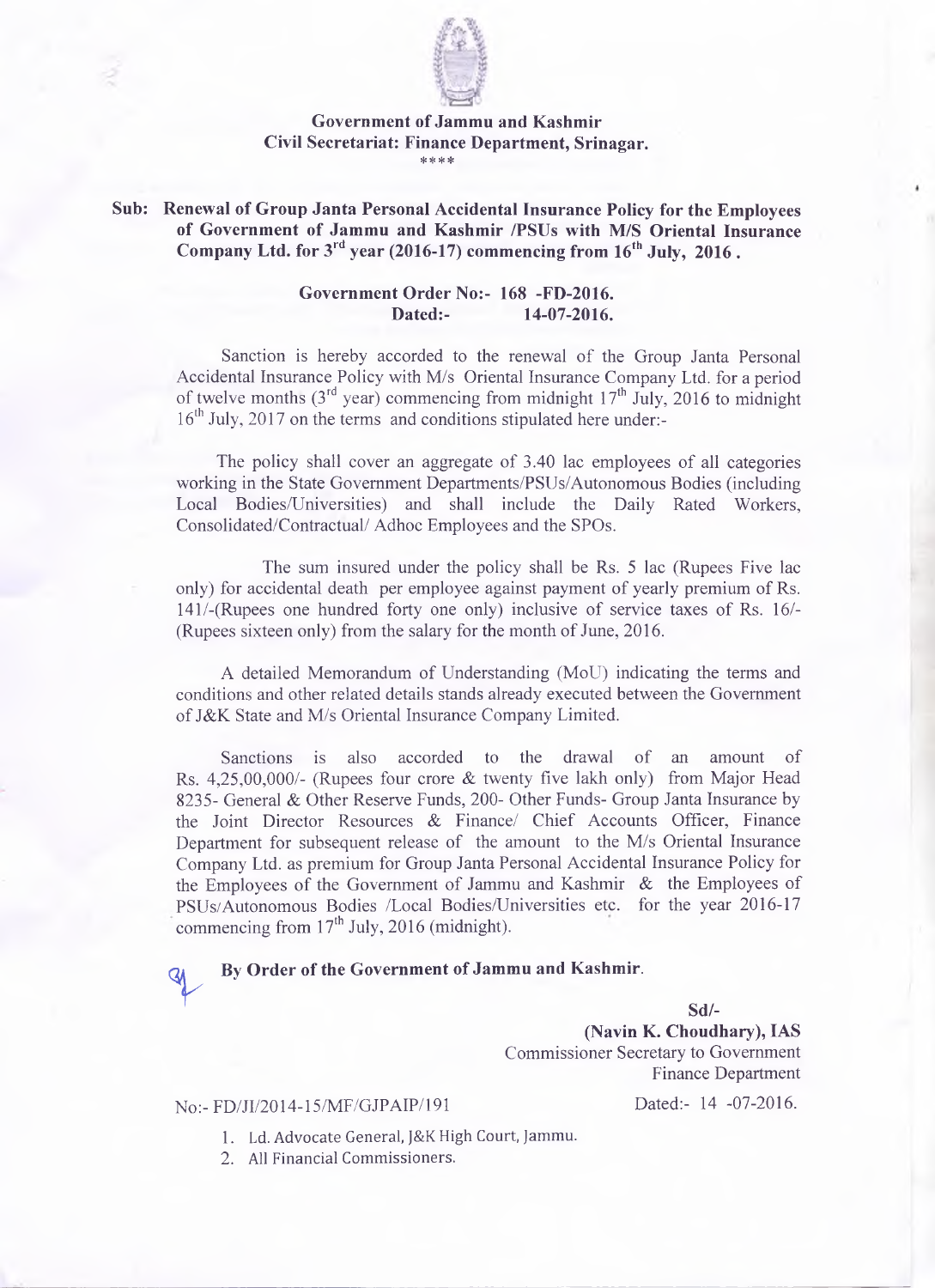**Government of Jammu and Kashmir**
**Civil Secretariat: Finance Department, Srinagar.**

\*\*\*\*

**Sub: Renewal of Group Janta Personal Accidental Insurance Policy for the Employees of Government of Jammu and Kashmir /PSUs with M/S Oriental Insurance Company Ltd. for 3rd year (2016-17) commencing from 16th July, 2016 .**

**Government Order No:- 168 -FD-2016.**
**Dated:- 14-07-2016.**

Sanction is hereby accorded to the renewal of the Group Janta Personal Accidental Insurance Policy with M/s Oriental Insurance Company Ltd. for a period of twelve months (3rd year) commencing from midnight 17th July, 2016 to midnight 16th July, 2017 on the terms and conditions stipulated here under:-

The policy shall cover an aggregate of 3.40 lac employees of all categories working in the State Government Departments/PSUs/Autonomous Bodies (including Local Bodies/Universities) and shall include the Daily Rated Workers, Consolidated/Contractual/ Adhoc Employees and the SPOs.

The sum insured under the policy shall be Rs. 5 lac (Rupees Five lac only) for accidental death per employee against payment of yearly premium of Rs. 141/-(Rupees one hundred forty one only) inclusive of service taxes of Rs. 16/- (Rupees sixteen only) from the salary for the month of June, 2016.

A detailed Memorandum of Understanding (MoU) indicating the terms and conditions and other related details stands already executed between the Government of J&K State and M/s Oriental Insurance Company Limited.

Sanctions is also accorded to the drawal of an amount of Rs. 4,25,00,000/- (Rupees four crore & twenty five lakh only) from Major Head 8235- General & Other Reserve Funds, 200- Other Funds- Group Janta Insurance by the Joint Director Resources & Finance/ Chief Accounts Officer, Finance Department for subsequent release of the amount to the M/s Oriental Insurance Company Ltd. as premium for Group Janta Personal Accidental Insurance Policy for the Employees of the Government of Jammu and Kashmir & the Employees of PSUs/Autonomous Bodies /Local Bodies/Universities etc. for the year 2016-17 commencing from 17th July, 2016 (midnight).

**By Order of the Government of Jammu and Kashmir.**

**Sd/-**
**(Navin K. Choudhary), IAS**
Commissioner Secretary to Government
Finance Department

No:- FD/JI/2014-15/MF/GJPAIP/191 Dated:- 14 -07-2016.

1. Ld. Advocate General, J&K High Court, Jammu.
2. All Financial Commissioners.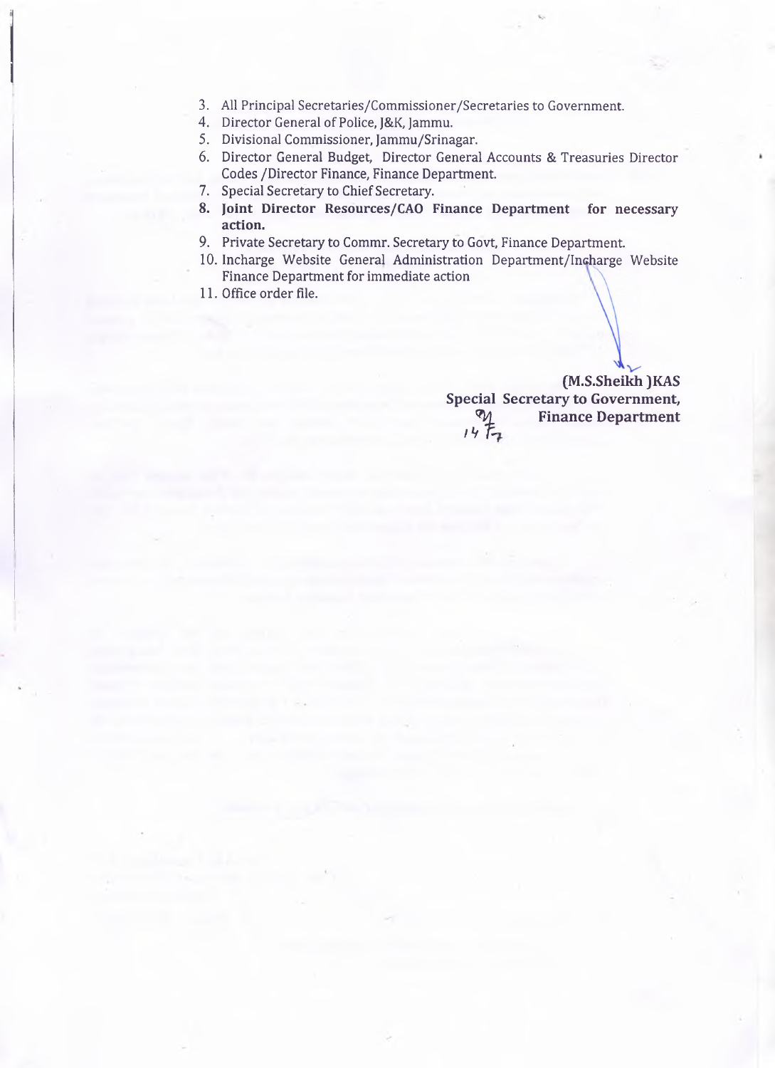3. All Principal Secretaries/Commissioner/Secretaries to Government.
4. Director General of Police, J&K, Jammu.
5. Divisional Commissioner, Jammu/Srinagar.
6. Director General Budget, Director General Accounts & Treasuries Director Codes /Director Finance, Finance Department.
7. Special Secretary to Chief Secretary.
8. **Joint Director Resources/CAO Finance Department for necessary action.**
9. Private Secretary to Commr. Secretary to Govt, Finance Department.
10. Incharge Website General Administration Department/Incharge Website Finance Department for immediate action
11. Office order file.

**(M.S.Sheikh )KAS**
**Special Secretary to Government,**
**Finance Department**